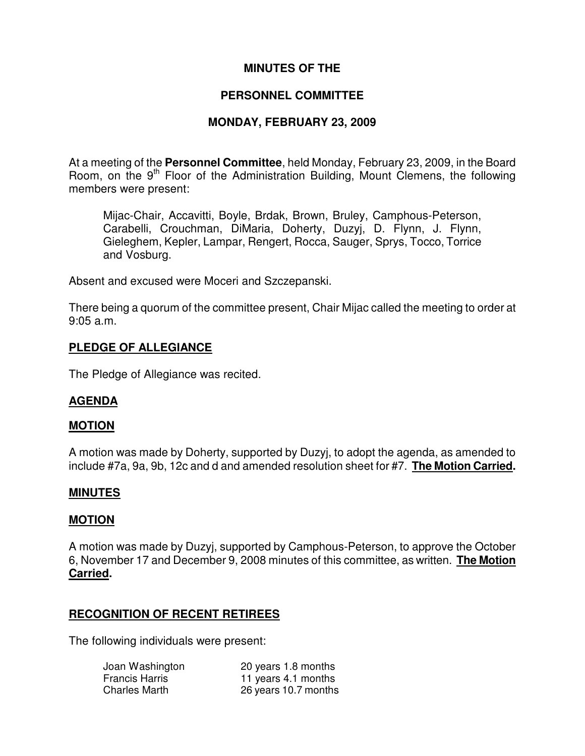# MINUTES OF THE

# PERSONNEL COMMITTEE

# MONDAY, FEBRUARY 23, 2009

At a meeting of the **Personnel Committee**, held Monday, February 23, 2009, in the Board Room, on the 9th Floor of the Administration Building, Mount Clemens, the following members were present:

> Mijac-Chair, Accavitti, Boyle, Brdak, Brown, Bruley, Camphous-Peterson, Carabelli, Crouchman, DiMaria, Doherty, Duzyj, D. Flynn, J. Flynn, Gieleghem, Kepler, Lampar, Rengert, Rocca, Sauger, Sprys, Tocco, Torrice and Vosburg.

Absent and excused were Moceri and Szczepanski.

There being a quorum of the committee present, Chair Mijac called the meeting to order at 9:05 a.m.

## PLEDGE OF ALLEGIANCE

The Pledge of Allegiance was recited.

## AGENDA

## MOTION

A motion was made by Doherty, supported by Duzyj, to adopt the agenda, as amended to include #7a, 9a, 9b, 12c and d and amended resolution sheet for #7. **The Motion Carried.**

## MINUTES

## MOTION

A motion was made by Duzyj, supported by Camphous-Peterson, to approve the October 6, November 17 and December 9, 2008 minutes of this committee, as written. **The Motion Carried.**

## RECOGNITION OF RECENT RETIREES

The following individuals were present:

| | |
|---|---|
| Joan Washington | 20 years 1.8 months |
| Francis Harris | 11 years 4.1 months |
| Charles Marth | 26 years 10.7 months |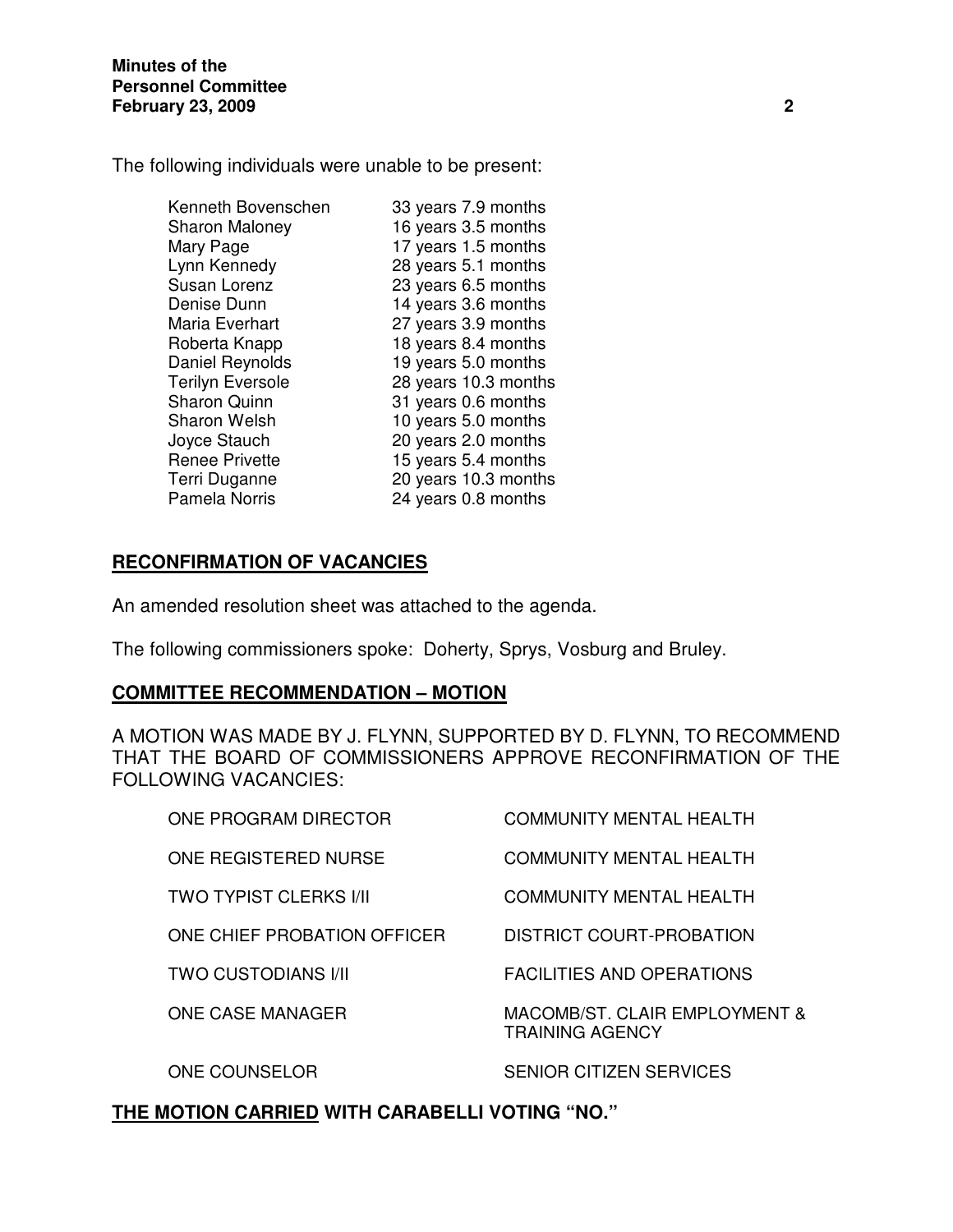The following individuals were unable to be present:

| | |
|---|---|
| Kenneth Bovenschen | 33 years 7.9 months |
| Sharon Maloney | 16 years 3.5 months |
| Mary Page | 17 years 1.5 months |
| Lynn Kennedy | 28 years 5.1 months |
| Susan Lorenz | 23 years 6.5 months |
| Denise Dunn | 14 years 3.6 months |
| Maria Everhart | 27 years 3.9 months |
| Roberta Knapp | 18 years 8.4 months |
| Daniel Reynolds | 19 years 5.0 months |
| Terilyn Eversole | 28 years 10.3 months |
| Sharon Quinn | 31 years 0.6 months |
| Sharon Welsh | 10 years 5.0 months |
| Joyce Stauch | 20 years 2.0 months |
| Renee Privette | 15 years 5.4 months |
| Terri Duganne | 20 years 10.3 months |
| Pamela Norris | 24 years 0.8 months |

## RECONFIRMATION OF VACANCIES

An amended resolution sheet was attached to the agenda.

The following commissioners spoke: Doherty, Sprys, Vosburg and Bruley.

## COMMITTEE RECOMMENDATION – MOTION

A MOTION WAS MADE BY J. FLYNN, SUPPORTED BY D. FLYNN, TO RECOMMEND THAT THE BOARD OF COMMISSIONERS APPROVE RECONFIRMATION OF THE FOLLOWING VACANCIES:

| | |
|---|---|
| ONE PROGRAM DIRECTOR | COMMUNITY MENTAL HEALTH |
| ONE REGISTERED NURSE | COMMUNITY MENTAL HEALTH |
| TWO TYPIST CLERKS I/II | COMMUNITY MENTAL HEALTH |
| ONE CHIEF PROBATION OFFICER | DISTRICT COURT-PROBATION |
| TWO CUSTODIANS I/II | FACILITIES AND OPERATIONS |
| ONE CASE MANAGER | MACOMB/ST. CLAIR EMPLOYMENT & TRAINING AGENCY |
| ONE COUNSELOR | SENIOR CITIZEN SERVICES |

**THE MOTION CARRIED WITH CARABELLI VOTING "NO."**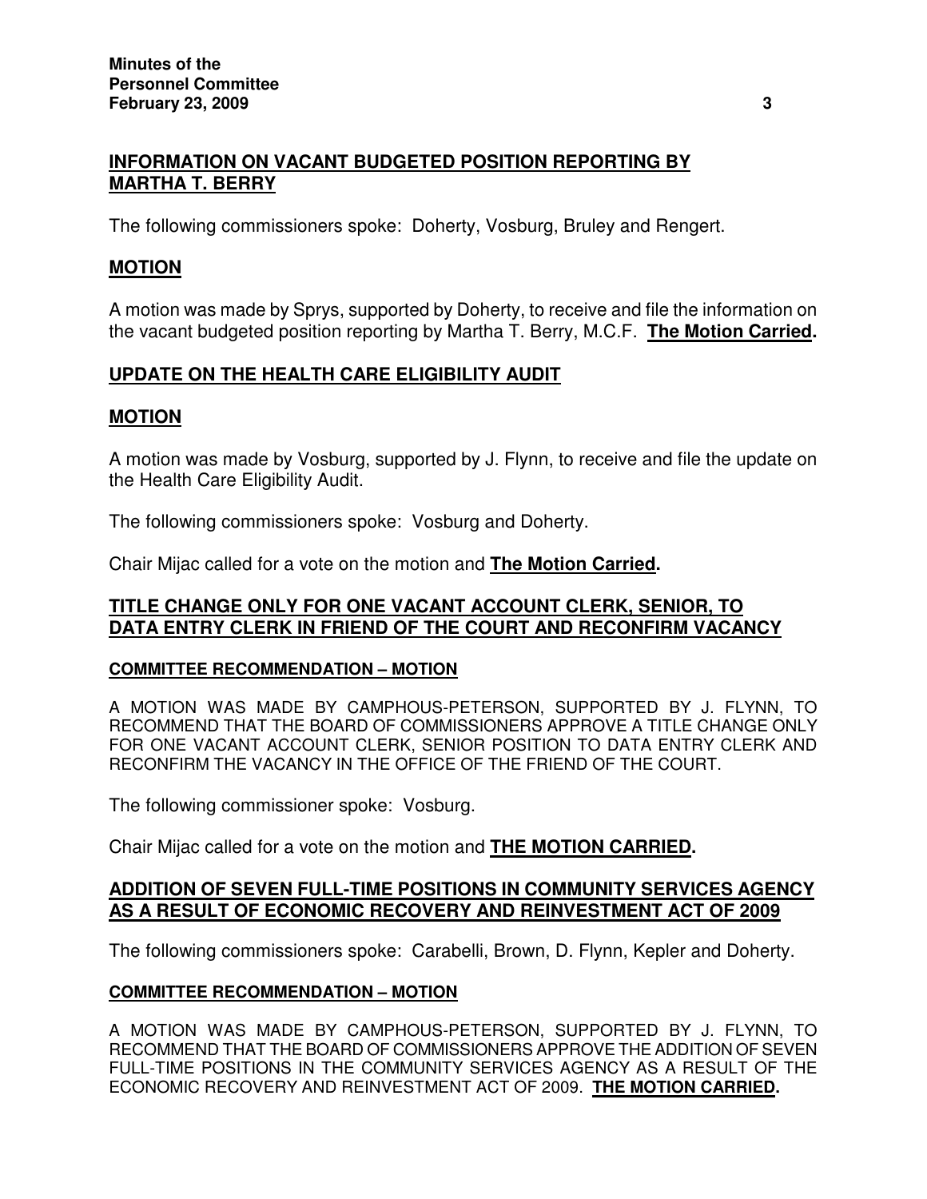## INFORMATION ON VACANT BUDGETED POSITION REPORTING BY MARTHA T. BERRY

The following commissioners spoke: Doherty, Vosburg, Bruley and Rengert.

## MOTION

A motion was made by Sprys, supported by Doherty, to receive and file the information on the vacant budgeted position reporting by Martha T. Berry, M.C.F. **The Motion Carried.**

## UPDATE ON THE HEALTH CARE ELIGIBILITY AUDIT

## MOTION

A motion was made by Vosburg, supported by J. Flynn, to receive and file the update on the Health Care Eligibility Audit.

The following commissioners spoke: Vosburg and Doherty.

Chair Mijac called for a vote on the motion and **The Motion Carried.**

## TITLE CHANGE ONLY FOR ONE VACANT ACCOUNT CLERK, SENIOR, TO DATA ENTRY CLERK IN FRIEND OF THE COURT AND RECONFIRM VACANCY

### COMMITTEE RECOMMENDATION – MOTION

A MOTION WAS MADE BY CAMPHOUS-PETERSON, SUPPORTED BY J. FLYNN, TO RECOMMEND THAT THE BOARD OF COMMISSIONERS APPROVE A TITLE CHANGE ONLY FOR ONE VACANT ACCOUNT CLERK, SENIOR POSITION TO DATA ENTRY CLERK AND RECONFIRM THE VACANCY IN THE OFFICE OF THE FRIEND OF THE COURT.

The following commissioner spoke: Vosburg.

Chair Mijac called for a vote on the motion and **THE MOTION CARRIED.**

## ADDITION OF SEVEN FULL-TIME POSITIONS IN COMMUNITY SERVICES AGENCY AS A RESULT OF ECONOMIC RECOVERY AND REINVESTMENT ACT OF 2009

The following commissioners spoke: Carabelli, Brown, D. Flynn, Kepler and Doherty.

### COMMITTEE RECOMMENDATION – MOTION

A MOTION WAS MADE BY CAMPHOUS-PETERSON, SUPPORTED BY J. FLYNN, TO RECOMMEND THAT THE BOARD OF COMMISSIONERS APPROVE THE ADDITION OF SEVEN FULL-TIME POSITIONS IN THE COMMUNITY SERVICES AGENCY AS A RESULT OF THE ECONOMIC RECOVERY AND REINVESTMENT ACT OF 2009. **THE MOTION CARRIED.**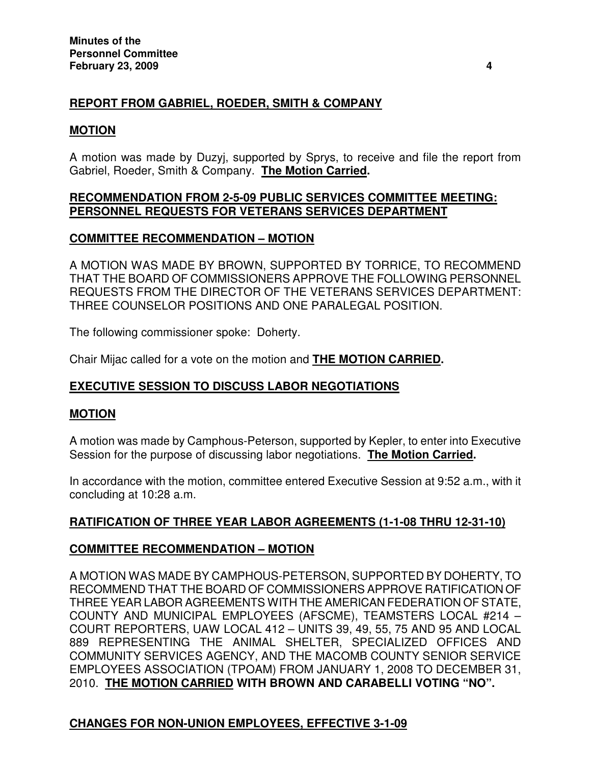**REPORT FROM GABRIEL, ROEDER, SMITH & COMPANY**

**MOTION**

A motion was made by Duzyj, supported by Sprys, to receive and file the report from Gabriel, Roeder, Smith & Company. **The Motion Carried.**

**RECOMMENDATION FROM 2-5-09 PUBLIC SERVICES COMMITTEE MEETING: PERSONNEL REQUESTS FOR VETERANS SERVICES DEPARTMENT**

**COMMITTEE RECOMMENDATION – MOTION**

A MOTION WAS MADE BY BROWN, SUPPORTED BY TORRICE, TO RECOMMEND THAT THE BOARD OF COMMISSIONERS APPROVE THE FOLLOWING PERSONNEL REQUESTS FROM THE DIRECTOR OF THE VETERANS SERVICES DEPARTMENT: THREE COUNSELOR POSITIONS AND ONE PARALEGAL POSITION.

The following commissioner spoke: Doherty.

Chair Mijac called for a vote on the motion and **THE MOTION CARRIED.**

**EXECUTIVE SESSION TO DISCUSS LABOR NEGOTIATIONS**

**MOTION**

A motion was made by Camphous-Peterson, supported by Kepler, to enter into Executive Session for the purpose of discussing labor negotiations. **The Motion Carried.**

In accordance with the motion, committee entered Executive Session at 9:52 a.m., with it concluding at 10:28 a.m.

**RATIFICATION OF THREE YEAR LABOR AGREEMENTS (1-1-08 THRU 12-31-10)**

**COMMITTEE RECOMMENDATION – MOTION**

A MOTION WAS MADE BY CAMPHOUS-PETERSON, SUPPORTED BY DOHERTY, TO RECOMMEND THAT THE BOARD OF COMMISSIONERS APPROVE RATIFICATION OF THREE YEAR LABOR AGREEMENTS WITH THE AMERICAN FEDERATION OF STATE, COUNTY AND MUNICIPAL EMPLOYEES (AFSCME), TEAMSTERS LOCAL #214 – COURT REPORTERS, UAW LOCAL 412 – UNITS 39, 49, 55, 75 AND 95 AND LOCAL 889 REPRESENTING THE ANIMAL SHELTER, SPECIALIZED OFFICES AND COMMUNITY SERVICES AGENCY, AND THE MACOMB COUNTY SENIOR SERVICE EMPLOYEES ASSOCIATION (TPOAM) FROM JANUARY 1, 2008 TO DECEMBER 31, 2010. **THE MOTION CARRIED WITH BROWN AND CARABELLI VOTING "NO".**

**CHANGES FOR NON-UNION EMPLOYEES, EFFECTIVE 3-1-09**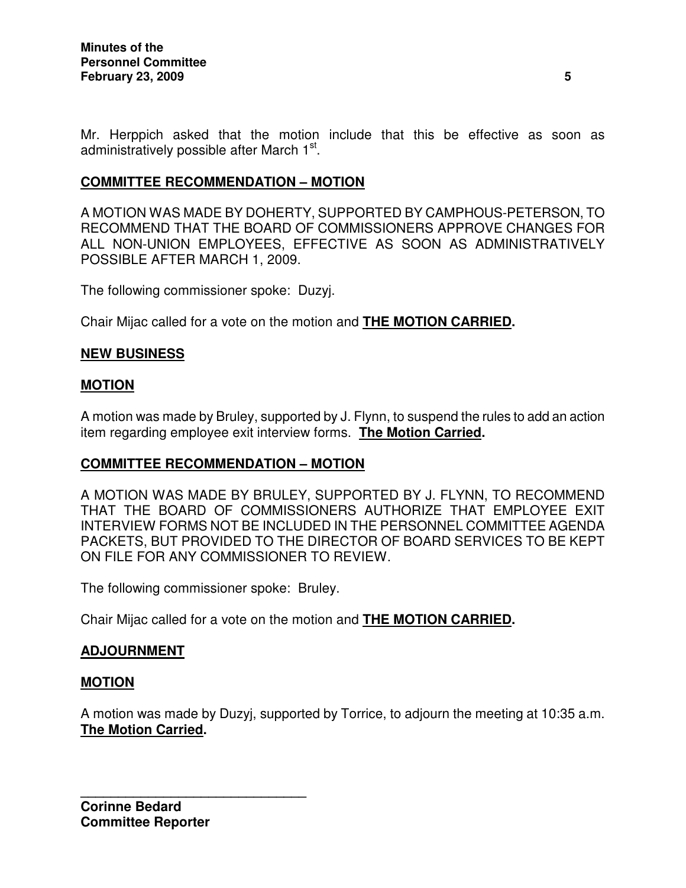Mr. Herppich asked that the motion include that this be effective as soon as administratively possible after March 1st.

**COMMITTEE RECOMMENDATION – MOTION**

A MOTION WAS MADE BY DOHERTY, SUPPORTED BY CAMPHOUS-PETERSON, TO RECOMMEND THAT THE BOARD OF COMMISSIONERS APPROVE CHANGES FOR ALL NON-UNION EMPLOYEES, EFFECTIVE AS SOON AS ADMINISTRATIVELY POSSIBLE AFTER MARCH 1, 2009.

The following commissioner spoke: Duzyj.

Chair Mijac called for a vote on the motion and **THE MOTION CARRIED.**

**NEW BUSINESS**

**MOTION**

A motion was made by Bruley, supported by J. Flynn, to suspend the rules to add an action item regarding employee exit interview forms. **The Motion Carried.**

**COMMITTEE RECOMMENDATION – MOTION**

A MOTION WAS MADE BY BRULEY, SUPPORTED BY J. FLYNN, TO RECOMMEND THAT THE BOARD OF COMMISSIONERS AUTHORIZE THAT EMPLOYEE EXIT INTERVIEW FORMS NOT BE INCLUDED IN THE PERSONNEL COMMITTEE AGENDA PACKETS, BUT PROVIDED TO THE DIRECTOR OF BOARD SERVICES TO BE KEPT ON FILE FOR ANY COMMISSIONER TO REVIEW.

The following commissioner spoke: Bruley.

Chair Mijac called for a vote on the motion and **THE MOTION CARRIED.**

**ADJOURNMENT**

**MOTION**

A motion was made by Duzyj, supported by Torrice, to adjourn the meeting at 10:35 a.m. **The Motion Carried.**

\_\_\_\_\_\_\_\_\_\_\_\_\_\_\_\_\_\_\_\_\_\_\_\_\_\_\_\_\_\_\_

**Corinne Bedard**
**Committee Reporter**